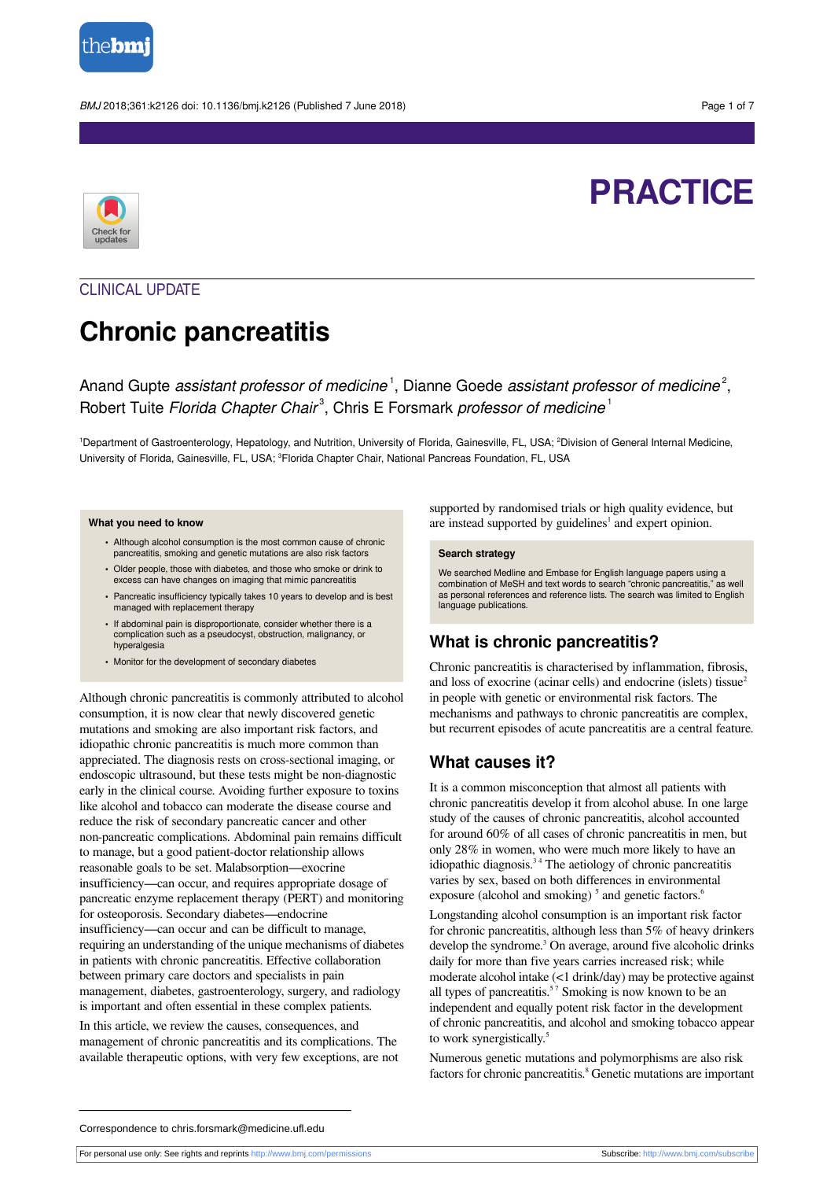PRACTICE

CLINICAL UPDATE

# Chronic pancreatitis

Anand Gupte *assistant professor of medicine*[1], Dianne Goede *assistant professor of medicine*[2], Robert Tuite *Florida Chapter Chair*[3], Chris E Forsmark *professor of medicine*[1]

[1]Department of Gastroenterology, Hepatology, and Nutrition, University of Florida, Gainesville, FL, USA; [2]Division of General Internal Medicine, University of Florida, Gainesville, FL, USA; [3]Florida Chapter Chair, National Pancreas Foundation, FL, USA

### What you need to know

- Although alcohol consumption is the most common cause of chronic pancreatitis, smoking and genetic mutations are also risk factors
- Older people, those with diabetes, and those who smoke or drink to excess can have changes on imaging that mimic pancreatitis
- Pancreatic insufficiency typically takes 10 years to develop and is best managed with replacement therapy
- If abdominal pain is disproportionate, consider whether there is a complication such as a pseudocyst, obstruction, malignancy, or hyperalgesia
- Monitor for the development of secondary diabetes

Although chronic pancreatitis is commonly attributed to alcohol consumption, it is now clear that newly discovered genetic mutations and smoking are also important risk factors, and idiopathic chronic pancreatitis is much more common than appreciated. The diagnosis rests on cross-sectional imaging, or endoscopic ultrasound, but these tests might be non-diagnostic early in the clinical course. Avoiding further exposure to toxins like alcohol and tobacco can moderate the disease course and reduce the risk of secondary pancreatic cancer and other non-pancreatic complications. Abdominal pain remains difficult to manage, but a good patient-doctor relationship allows reasonable goals to be set. Malabsorption—exocrine insufficiency—can occur, and requires appropriate dosage of pancreatic enzyme replacement therapy (PERT) and monitoring for osteoporosis. Secondary diabetes—endocrine insufficiency—can occur and can be difficult to manage, requiring an understanding of the unique mechanisms of diabetes in patients with chronic pancreatitis. Effective collaboration between primary care doctors and specialists in pain management, diabetes, gastroenterology, surgery, and radiology is important and often essential in these complex patients.

In this article, we review the causes, consequences, and management of chronic pancreatitis and its complications. The available therapeutic options, with very few exceptions, are not supported by randomised trials or high quality evidence, but are instead supported by guidelines[1] and expert opinion.

### Search strategy

We searched Medline and Embase for English language papers using a combination of MeSH and text words to search "chronic pancreatitis," as well as personal references and reference lists. The search was limited to English language publications.

## What is chronic pancreatitis?

Chronic pancreatitis is characterised by inflammation, fibrosis, and loss of exocrine (acinar cells) and endocrine (islets) tissue[2] in people with genetic or environmental risk factors. The mechanisms and pathways to chronic pancreatitis are complex, but recurrent episodes of acute pancreatitis are a central feature.

## What causes it?

It is a common misconception that almost all patients with chronic pancreatitis develop it from alcohol abuse. In one large study of the causes of chronic pancreatitis, alcohol accounted for around 60% of all cases of chronic pancreatitis in men, but only 28% in women, who were much more likely to have an idiopathic diagnosis.[3,4] The aetiology of chronic pancreatitis varies by sex, based on both differences in environmental exposure (alcohol and smoking)[5] and genetic factors.[6]

Longstanding alcohol consumption is an important risk factor for chronic pancreatitis, although less than 5% of heavy drinkers develop the syndrome.[3] On average, around five alcoholic drinks daily for more than five years carries increased risk; while moderate alcohol intake (<1 drink/day) may be protective against all types of pancreatitis.[5,7] Smoking is now known to be an independent and equally potent risk factor in the development of chronic pancreatitis, and alcohol and smoking tobacco appear to work synergistically.[5]

Numerous genetic mutations and polymorphisms are also risk factors for chronic pancreatitis.[8] Genetic mutations are important

Correspondence to chris.forsmark@medicine.ufl.edu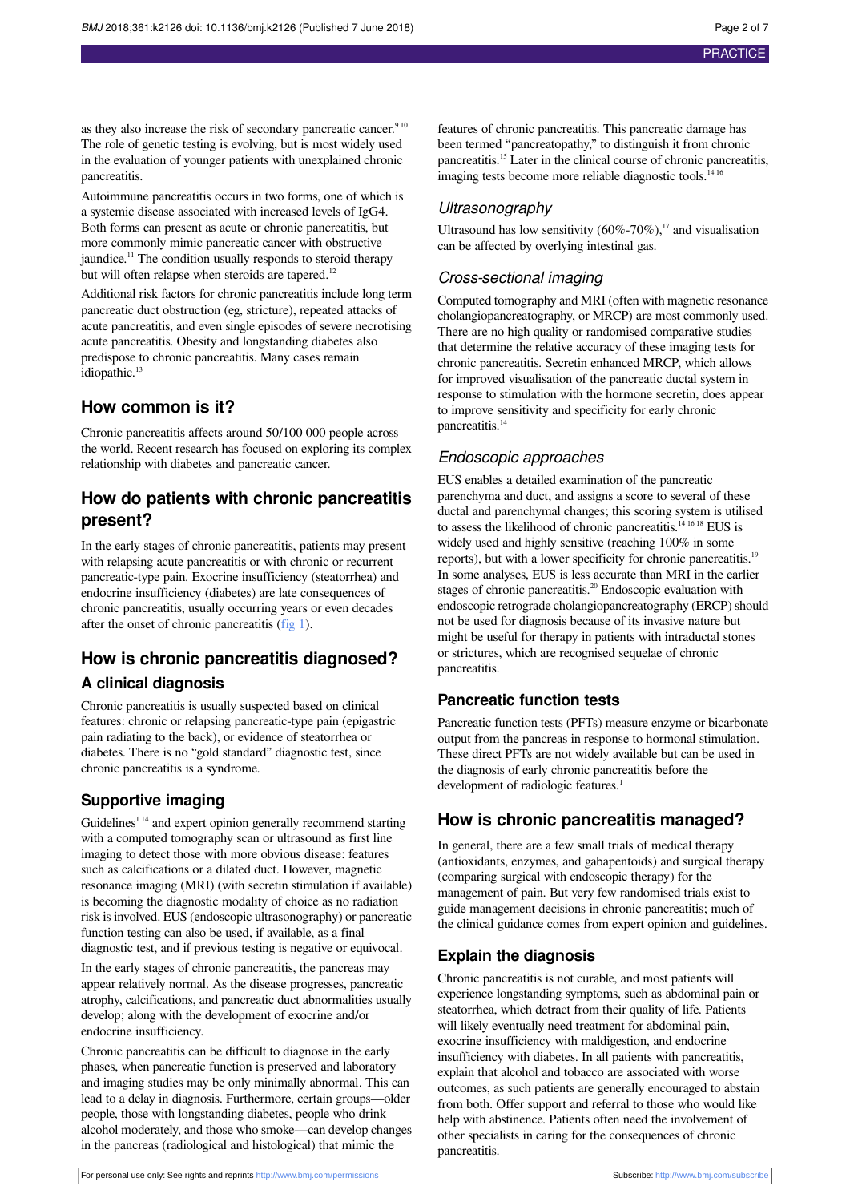as they also increase the risk of secondary pancreatic cancer.[9,10] The role of genetic testing is evolving, but is most widely used in the evaluation of younger patients with unexplained chronic pancreatitis.

Autoimmune pancreatitis occurs in two forms, one of which is a systemic disease associated with increased levels of IgG4. Both forms can present as acute or chronic pancreatitis, but more commonly mimic pancreatic cancer with obstructive jaundice.[11] The condition usually responds to steroid therapy but will often relapse when steroids are tapered.[12]

Additional risk factors for chronic pancreatitis include long term pancreatic duct obstruction (eg, stricture), repeated attacks of acute pancreatitis, and even single episodes of severe necrotising acute pancreatitis. Obesity and longstanding diabetes also predispose to chronic pancreatitis. Many cases remain idiopathic.[13]

## How common is it?

Chronic pancreatitis affects around 50/100 000 people across the world. Recent research has focused on exploring its complex relationship with diabetes and pancreatic cancer.

## How do patients with chronic pancreatitis present?

In the early stages of chronic pancreatitis, patients may present with relapsing acute pancreatitis or with chronic or recurrent pancreatic-type pain. Exocrine insufficiency (steatorrhea) and endocrine insufficiency (diabetes) are late consequences of chronic pancreatitis, usually occurring years or even decades after the onset of chronic pancreatitis (fig 1).

## How is chronic pancreatitis diagnosed?

### A clinical diagnosis

Chronic pancreatitis is usually suspected based on clinical features: chronic or relapsing pancreatic-type pain (epigastric pain radiating to the back), or evidence of steatorrhea or diabetes. There is no "gold standard" diagnostic test, since chronic pancreatitis is a syndrome.

### Supportive imaging

Guidelines[1,14] and expert opinion generally recommend starting with a computed tomography scan or ultrasound as first line imaging to detect those with more obvious disease: features such as calcifications or a dilated duct. However, magnetic resonance imaging (MRI) (with secretin stimulation if available) is becoming the diagnostic modality of choice as no radiation risk is involved. EUS (endoscopic ultrasonography) or pancreatic function testing can also be used, if available, as a final diagnostic test, and if previous testing is negative or equivocal.

In the early stages of chronic pancreatitis, the pancreas may appear relatively normal. As the disease progresses, pancreatic atrophy, calcifications, and pancreatic duct abnormalities usually develop; along with the development of exocrine and/or endocrine insufficiency.

Chronic pancreatitis can be difficult to diagnose in the early phases, when pancreatic function is preserved and laboratory and imaging studies may be only minimally abnormal. This can lead to a delay in diagnosis. Furthermore, certain groups—older people, those with longstanding diabetes, people who drink alcohol moderately, and those who smoke—can develop changes in the pancreas (radiological and histological) that mimic the features of chronic pancreatitis. This pancreatic damage has been termed "pancreatopathy," to distinguish it from chronic pancreatitis.[15] Later in the clinical course of chronic pancreatitis, imaging tests become more reliable diagnostic tools.[14,16]

#### *Ultrasonography*

Ultrasound has low sensitivity (60%-70%),[17] and visualisation can be affected by overlying intestinal gas.

#### *Cross-sectional imaging*

Computed tomography and MRI (often with magnetic resonance cholangiopancreatography, or MRCP) are most commonly used. There are no high quality or randomised comparative studies that determine the relative accuracy of these imaging tests for chronic pancreatitis. Secretin enhanced MRCP, which allows for improved visualisation of the pancreatic ductal system in response to stimulation with the hormone secretin, does appear to improve sensitivity and specificity for early chronic pancreatitis.[14]

#### *Endoscopic approaches*

EUS enables a detailed examination of the pancreatic parenchyma and duct, and assigns a score to several of these ductal and parenchymal changes; this scoring system is utilised to assess the likelihood of chronic pancreatitis.[14,16,18] EUS is widely used and highly sensitive (reaching 100% in some reports), but with a lower specificity for chronic pancreatitis.[19] In some analyses, EUS is less accurate than MRI in the earlier stages of chronic pancreatitis.[20] Endoscopic evaluation with endoscopic retrograde cholangiopancreatography (ERCP) should not be used for diagnosis because of its invasive nature but might be useful for therapy in patients with intraductal stones or strictures, which are recognised sequelae of chronic pancreatitis.

### Pancreatic function tests

Pancreatic function tests (PFTs) measure enzyme or bicarbonate output from the pancreas in response to hormonal stimulation. These direct PFTs are not widely available but can be used in the diagnosis of early chronic pancreatitis before the development of radiologic features.[1]

## How is chronic pancreatitis managed?

In general, there are a few small trials of medical therapy (antioxidants, enzymes, and gabapentoids) and surgical therapy (comparing surgical with endoscopic therapy) for the management of pain. But very few randomised trials exist to guide management decisions in chronic pancreatitis; much of the clinical guidance comes from expert opinion and guidelines.

### Explain the diagnosis

Chronic pancreatitis is not curable, and most patients will experience longstanding symptoms, such as abdominal pain or steatorrhea, which detract from their quality of life. Patients will likely eventually need treatment for abdominal pain, exocrine insufficiency with maldigestion, and endocrine insufficiency with diabetes. In all patients with pancreatitis, explain that alcohol and tobacco are associated with worse outcomes, as such patients are generally encouraged to abstain from both. Offer support and referral to those who would like help with abstinence. Patients often need the involvement of other specialists in caring for the consequences of chronic pancreatitis.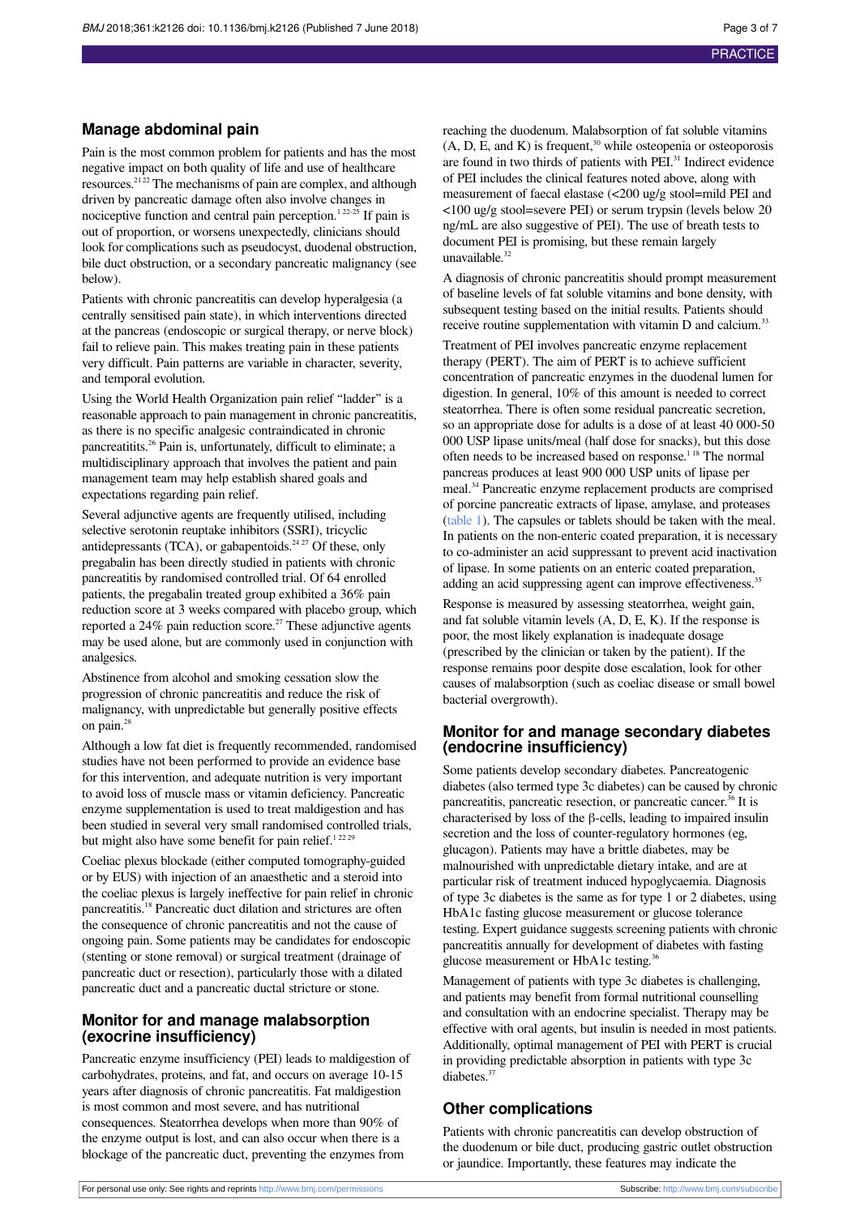## Manage abdominal pain

Pain is the most common problem for patients and has the most negative impact on both quality of life and use of healthcare resources.[21 22] The mechanisms of pain are complex, and although driven by pancreatic damage often also involve changes in nociceptive function and central pain perception.[1 22-25] If pain is out of proportion, or worsens unexpectedly, clinicians should look for complications such as pseudocyst, duodenal obstruction, bile duct obstruction, or a secondary pancreatic malignancy (see below).

Patients with chronic pancreatitis can develop hyperalgesia (a centrally sensitised pain state), in which interventions directed at the pancreas (endoscopic or surgical therapy, or nerve block) fail to relieve pain. This makes treating pain in these patients very difficult. Pain patterns are variable in character, severity, and temporal evolution.

Using the World Health Organization pain relief "ladder" is a reasonable approach to pain management in chronic pancreatitis, as there is no specific analgesic contraindicated in chronic pancreatitis.[26] Pain is, unfortunately, difficult to eliminate; a multidisciplinary approach that involves the patient and pain management team may help establish shared goals and expectations regarding pain relief.

Several adjunctive agents are frequently utilised, including selective serotonin reuptake inhibitors (SSRI), tricyclic antidepressants (TCA), or gabapentoids.[24 27] Of these, only pregabalin has been directly studied in patients with chronic pancreatitis by randomised controlled trial. Of 64 enrolled patients, the pregabalin treated group exhibited a 36% pain reduction score at 3 weeks compared with placebo group, which reported a 24% pain reduction score.[27] These adjunctive agents may be used alone, but are commonly used in conjunction with analgesics.

Abstinence from alcohol and smoking cessation slow the progression of chronic pancreatitis and reduce the risk of malignancy, with unpredictable but generally positive effects on pain.[28]

Although a low fat diet is frequently recommended, randomised studies have not been performed to provide an evidence base for this intervention, and adequate nutrition is very important to avoid loss of muscle mass or vitamin deficiency. Pancreatic enzyme supplementation is used to treat maldigestion and has been studied in several very small randomised controlled trials, but might also have some benefit for pain relief.[1 22 29]

Coeliac plexus blockade (either computed tomography-guided or by EUS) with injection of an anaesthetic and a steroid into the coeliac plexus is largely ineffective for pain relief in chronic pancreatitis.[18] Pancreatic duct dilation and strictures are often the consequence of chronic pancreatitis and not the cause of ongoing pain. Some patients may be candidates for endoscopic (stenting or stone removal) or surgical treatment (drainage of pancreatic duct or resection), particularly those with a dilated pancreatic duct and a pancreatic ductal stricture or stone.

## Monitor for and manage malabsorption (exocrine insufficiency)

Pancreatic enzyme insufficiency (PEI) leads to maldigestion of carbohydrates, proteins, and fat, and occurs on average 10-15 years after diagnosis of chronic pancreatitis. Fat maldigestion is most common and most severe, and has nutritional consequences. Steatorrhea develops when more than 90% of the enzyme output is lost, and can also occur when there is a blockage of the pancreatic duct, preventing the enzymes from reaching the duodenum. Malabsorption of fat soluble vitamins (A, D, E, and K) is frequent,[30] while osteopenia or osteoporosis are found in two thirds of patients with PEI.[31] Indirect evidence of PEI includes the clinical features noted above, along with measurement of faecal elastase (<200 ug/g stool=mild PEI and <100 ug/g stool=severe PEI) or serum trypsin (levels below 20 ng/mL are also suggestive of PEI). The use of breath tests to document PEI is promising, but these remain largely unavailable.[32]

A diagnosis of chronic pancreatitis should prompt measurement of baseline levels of fat soluble vitamins and bone density, with subsequent testing based on the initial results. Patients should receive routine supplementation with vitamin D and calcium.[33]

Treatment of PEI involves pancreatic enzyme replacement therapy (PERT). The aim of PERT is to achieve sufficient concentration of pancreatic enzymes in the duodenal lumen for digestion. In general, 10% of this amount is needed to correct steatorrhea. There is often some residual pancreatic secretion, so an appropriate dose for adults is a dose of at least 40 000-50 000 USP lipase units/meal (half dose for snacks), but this dose often needs to be increased based on response.[1 18] The normal pancreas produces at least 900 000 USP units of lipase per meal.[34] Pancreatic enzyme replacement products are comprised of porcine pancreatic extracts of lipase, amylase, and proteases (table 1). The capsules or tablets should be taken with the meal. In patients on the non-enteric coated preparation, it is necessary to co-administer an acid suppressant to prevent acid inactivation of lipase. In some patients on an enteric coated preparation, adding an acid suppressing agent can improve effectiveness.[35]

Response is measured by assessing steatorrhea, weight gain, and fat soluble vitamin levels (A, D, E, K). If the response is poor, the most likely explanation is inadequate dosage (prescribed by the clinician or taken by the patient). If the response remains poor despite dose escalation, look for other causes of malabsorption (such as coeliac disease or small bowel bacterial overgrowth).

## Monitor for and manage secondary diabetes (endocrine insufficiency)

Some patients develop secondary diabetes. Pancreatogenic diabetes (also termed type 3c diabetes) can be caused by chronic pancreatitis, pancreatic resection, or pancreatic cancer.[36] It is characterised by loss of the β-cells, leading to impaired insulin secretion and the loss of counter-regulatory hormones (eg, glucagon). Patients may have a brittle diabetes, may be malnourished with unpredictable dietary intake, and are at particular risk of treatment induced hypoglycaemia. Diagnosis of type 3c diabetes is the same as for type 1 or 2 diabetes, using HbA1c fasting glucose measurement or glucose tolerance testing. Expert guidance suggests screening patients with chronic pancreatitis annually for development of diabetes with fasting glucose measurement or HbA1c testing.[36]

Management of patients with type 3c diabetes is challenging, and patients may benefit from formal nutritional counselling and consultation with an endocrine specialist. Therapy may be effective with oral agents, but insulin is needed in most patients. Additionally, optimal management of PEI with PERT is crucial in providing predictable absorption in patients with type 3c diabetes.[37]

## Other complications

Patients with chronic pancreatitis can develop obstruction of the duodenum or bile duct, producing gastric outlet obstruction or jaundice. Importantly, these features may indicate the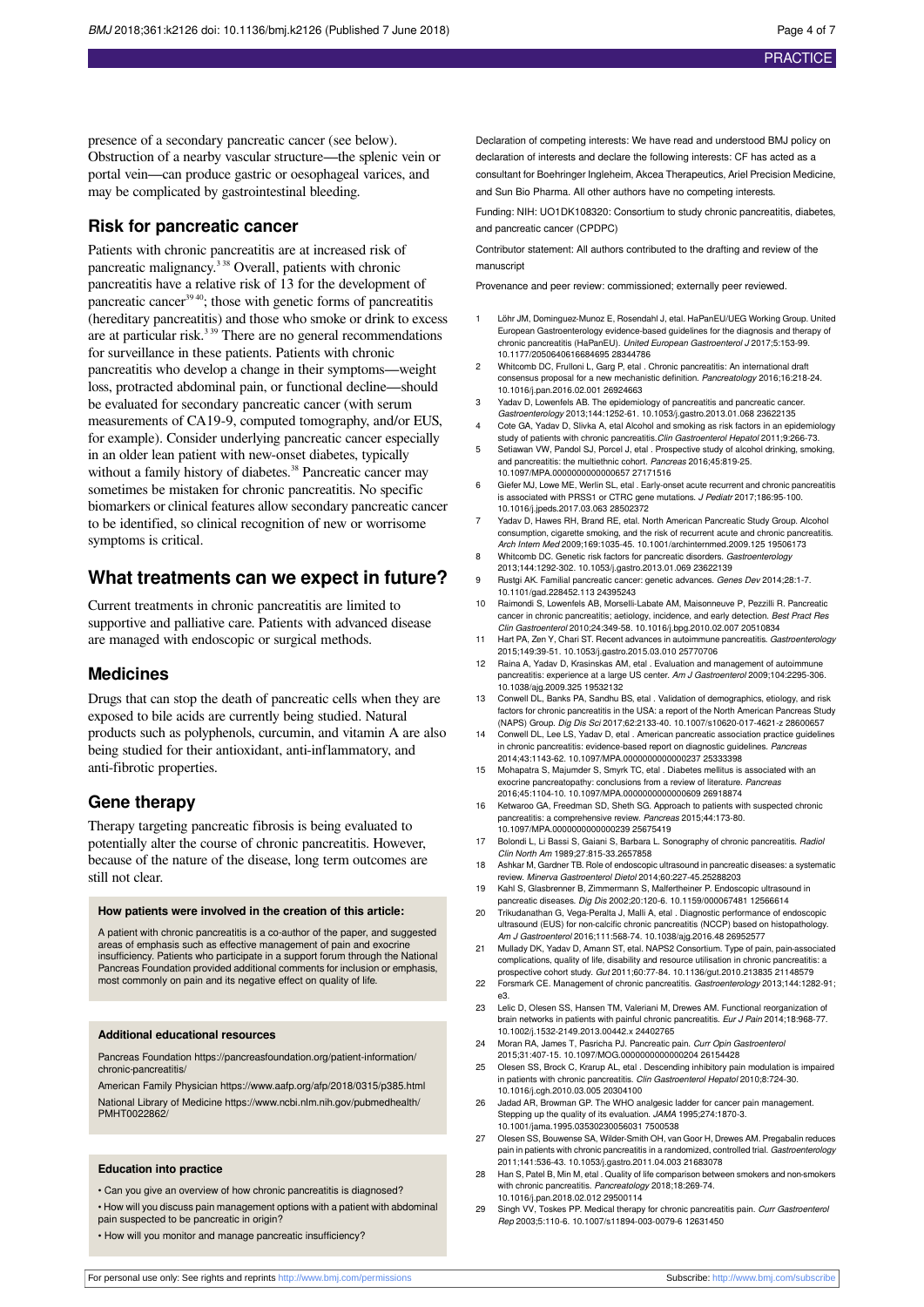presence of a secondary pancreatic cancer (see below). Obstruction of a nearby vascular structure—the splenic vein or portal vein—can produce gastric or oesophageal varices, and may be complicated by gastrointestinal bleeding.

## Risk for pancreatic cancer

Patients with chronic pancreatitis are at increased risk of pancreatic malignancy.[3 38] Overall, patients with chronic pancreatitis have a relative risk of 13 for the development of pancreatic cancer[39 40]; those with genetic forms of pancreatitis (hereditary pancreatitis) and those who smoke or drink to excess are at particular risk.[3 39] There are no general recommendations for surveillance in these patients. Patients with chronic pancreatitis who develop a change in their symptoms—weight loss, protracted abdominal pain, or functional decline—should be evaluated for secondary pancreatic cancer (with serum measurements of CA19-9, computed tomography, and/or EUS, for example). Consider underlying pancreatic cancer especially in an older lean patient with new-onset diabetes, typically without a family history of diabetes.[38] Pancreatic cancer may sometimes be mistaken for chronic pancreatitis. No specific biomarkers or clinical features allow secondary pancreatic cancer to be identified, so clinical recognition of new or worrisome symptoms is critical.

# What treatments can we expect in future?

Current treatments in chronic pancreatitis are limited to supportive and palliative care. Patients with advanced disease are managed with endoscopic or surgical methods.

## Medicines

Drugs that can stop the death of pancreatic cells when they are exposed to bile acids are currently being studied. Natural products such as polyphenols, curcumin, and vitamin A are also being studied for their antioxidant, anti-inflammatory, and anti-fibrotic properties.

## Gene therapy

Therapy targeting pancreatic fibrosis is being evaluated to potentially alter the course of chronic pancreatitis. However, because of the nature of the disease, long term outcomes are still not clear.

**How patients were involved in the creation of this article:**

A patient with chronic pancreatitis is a co-author of the paper, and suggested areas of emphasis such as effective management of pain and exocrine insufficiency. Patients who participate in a support forum through the National Pancreas Foundation provided additional comments for inclusion or emphasis, most commonly on pain and its negative effect on quality of life.

**Additional educational resources**

Pancreas Foundation https://pancreasfoundation.org/patient-information/chronic-pancreatitis/

American Family Physician https://www.aafp.org/afp/2018/0315/p385.html

National Library of Medicine https://www.ncbi.nlm.nih.gov/pubmedhealth/PMHT0022862/

**Education into practice**

- Can you give an overview of how chronic pancreatitis is diagnosed?
- How will you discuss pain management options with a patient with abdominal pain suspected to be pancreatic in origin?
- How will you monitor and manage pancreatic insufficiency?

Declaration of competing interests: We have read and understood BMJ policy on declaration of interests and declare the following interests: CF has acted as a consultant for Boehringer Ingleheim, Akcea Therapeutics, Ariel Precision Medicine, and Sun Bio Pharma. All other authors have no competing interests.

Funding: NIH: UO1DK108320: Consortium to study chronic pancreatitis, diabetes, and pancreatic cancer (CPDPC)

Contributor statement: All authors contributed to the drafting and review of the manuscript

Provenance and peer review: commissioned; externally peer reviewed.

1. Löhr JM, Dominguez-Munoz E, Rosendahl J, etal. HaPanEU/UEG Working Group. United European Gastroenterology evidence-based guidelines for the diagnosis and therapy of chronic pancreatitis (HaPanEU). *United European Gastroenterol J* 2017;5:153-99. 10.1177/2050640616684695 28344786
2. Whitcomb DC, Frulloni L, Garg P, etal . Chronic pancreatitis: An international draft consensus proposal for a new mechanistic definition. *Pancreatology* 2016;16:218-24. 10.1016/j.pan.2016.02.001 26924663
3. Yadav D, Lowenfels AB. The epidemiology of pancreatitis and pancreatic cancer. *Gastroenterology* 2013;144:1252-61. 10.1053/j.gastro.2013.01.068 23622135
4. Cote GA, Yadav D, Slivka A, etal Alcohol and smoking as risk factors in an epidemiology study of patients with chronic pancreatitis.*Clin Gastroenterol Hepatol* 2011;9:266-73.
5. Setiawan VW, Pandol SJ, Porcel J, etal . Prospective study of alcohol drinking, smoking, and pancreatitis: the multiethnic cohort. *Pancreas* 2016;45:819-25. 10.1097/MPA.0000000000000657 27171516
6. Giefer MJ, Lowe ME, Werlin SL, etal . Early-onset acute recurrent and chronic pancreatitis is associated with PRSS1 or CTRC gene mutations. *J Pediatr* 2017;186:95-100. 10.1016/j.jpeds.2017.03.063 28502372
7. Yadav D, Hawes RH, Brand RE, etal. North American Pancreatic Study Group. Alcohol consumption, cigarette smoking, and the risk of recurrent acute and chronic pancreatitis. *Arch Intern Med* 2009;169:1035-45. 10.1001/archinternmed.2009.125 19506173
8. Whitcomb DC. Genetic risk factors for pancreatic disorders. *Gastroenterology* 2013;144:1292-302. 10.1053/j.gastro.2013.01.069 23622139
9. Rustgi AK. Familial pancreatic cancer: genetic advances. *Genes Dev* 2014;28:1-7. 10.1101/gad.228452.113 24395243
10. Raimondi S, Lowenfels AB, Morselli-Labate AM, Maisonneuve P, Pezzilli R. Pancreatic cancer in chronic pancreatitis; aetiology, incidence, and early detection. *Best Pract Res Clin Gastroenterol* 2010;24:349-58. 10.1016/j.bpg.2010.02.007 20510834
11. Hart PA, Zen Y, Chari ST. Recent advances in autoimmune pancreatitis. *Gastroenterology* 2015;149:39-51. 10.1053/j.gastro.2015.03.010 25770706
12. Raina A, Yadav D, Krasinskas AM, etal . Evaluation and management of autoimmune pancreatitis: experience at a large US center. *Am J Gastroenterol* 2009;104:2295-306. 10.1038/ajg.2009.325 19532132
13. Conwell DL, Banks PA, Sandhu BS, etal . Validation of demographics, etiology, and risk factors for chronic pancreatitis in the USA: a report of the North American Pancreas Study (NAPS) Group. *Dig Dis Sci* 2017;62:2133-40. 10.1007/s10620-017-4621-z 28600657
14. Conwell DL, Lee LS, Yadav D, etal . American pancreatic association practice guidelines in chronic pancreatitis: evidence-based report on diagnostic guidelines. *Pancreas* 2014;43:1143-62. 10.1097/MPA.0000000000000237 25333398
15. Mohapatra S, Majumder S, Smyrk TC, etal . Diabetes mellitus is associated with an exocrine pancreatopathy: conclusions from a review of literature. *Pancreas* 2016;45:1104-10. 10.1097/MPA.0000000000000609 26918874
16. Ketwaroo GA, Freedman SD, Sheth SG. Approach to patients with suspected chronic pancreatitis: a comprehensive review. *Pancreas* 2015;44:173-80. 10.1097/MPA.0000000000000239 25675419
17. Bolondi L, Li Bassi S, Gaiani S, Barbara L. Sonography of chronic pancreatitis. *Radiol Clin North Am* 1989;27:815-33. 2657858
18. Ashkar M, Gardner TB. Role of endoscopic ultrasound in pancreatic diseases: a systematic review. *Minerva Gastroenterol Dietol* 2014;60:227-45. 25288203
19. Kahl S, Glasbrenner B, Zimmermann S, Malfertheiner P. Endoscopic ultrasound in pancreatic diseases. *Dig Dis* 2002;20:120-6. 10.1159/000067481 12566614
20. Trikudanathan G, Vega-Peralta J, Malli A, etal . Diagnostic performance of endoscopic ultrasound (EUS) for non-calcific chronic pancreatitis (NCCP) based on histopathology. *Am J Gastroenterol* 2016;111:568-74. 10.1038/ajg.2016.48 26952577
21. Mullady DK, Yadav D, Amann ST, etal. NAPS2 Consortium. Type of pain, pain-associated complications, quality of life, disability and resource utilisation in chronic pancreatitis: a prospective cohort study. *Gut* 2011;60:77-84. 10.1136/gut.2010.213835 21148579
22. Forsmark CE. Management of chronic pancreatitis. *Gastroenterology* 2013;144:1282-91; e3.
23. Lelic D, Olesen SS, Hansen TM, Valeriani M, Drewes AM. Functional reorganization of brain networks in patients with painful chronic pancreatitis. *Eur J Pain* 2014;18:968-77. 10.1002/j.1532-2149.2013.00442.x 24402765
24. Moran RA, James T, Pasricha PJ. Pancreatic pain. *Curr Opin Gastroenterol* 2015;31:407-15. 10.1097/MOG.0000000000000204 26154428
25. Olesen SS, Brock C, Krarup AL, etal . Descending inhibitory pain modulation is impaired in patients with chronic pancreatitis. *Clin Gastroenterol Hepatol* 2010;8:724-30. 10.1016/j.cgh.2010.03.005 20304100
26. Jadad AR, Browman GP. The WHO analgesic ladder for cancer pain management. Stepping up the quality of its evaluation. *JAMA* 1995;274:1870-3. 10.1001/jama.1995.03530230056031 7500538
27. Olesen SS, Bouwense SA, Wilder-Smith OH, van Goor H, Drewes AM. Pregabalin reduces pain in patients with chronic pancreatitis in a randomized, controlled trial. *Gastroenterology* 2011;141:536-43. 10.1053/j.gastro.2011.04.003 21683078
28. Han S, Patel B, Min M, etal . Quality of life comparison between smokers and non-smokers with chronic pancreatitis. *Pancreatology* 2018;18:269-74. 10.1016/j.pan.2018.02.012 29500114
29. Singh VV, Toskes PP. Medical therapy for chronic pancreatitis pain. *Curr Gastroenterol Rep* 2003;5:110-6. 10.1007/s11894-003-0079-6 12631450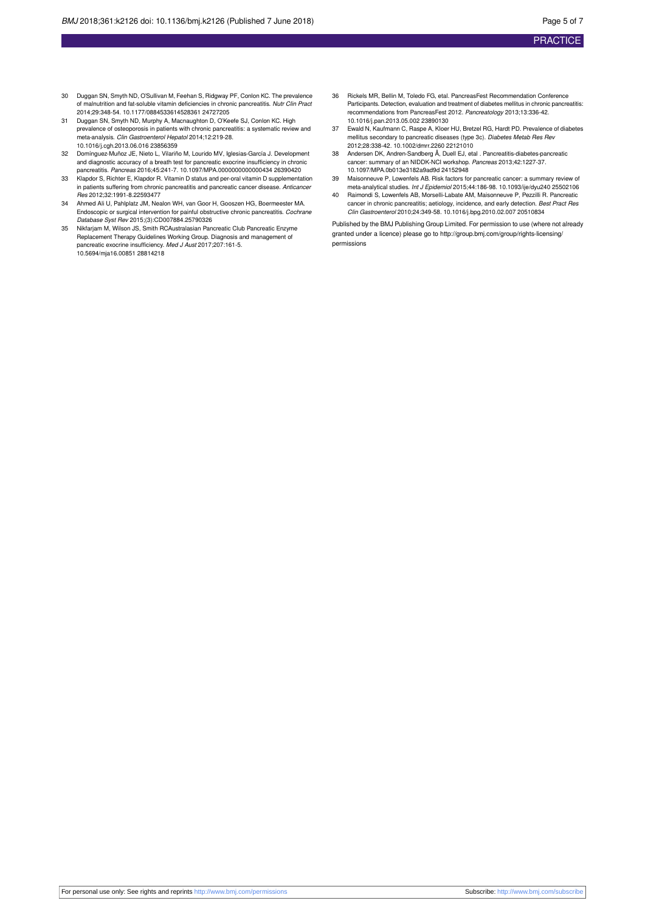30 Duggan SN, Smyth ND, O'Sullivan M, Feehan S, Ridgway PF, Conlon KC. The prevalence of malnutrition and fat-soluble vitamin deficiencies in chronic pancreatitis. *Nutr Clin Pract* 2014;29:348-54. 10.1177/0884533614528361 24727205

31 Duggan SN, Smyth ND, Murphy A, Macnaughton D, O'Keefe SJ, Conlon KC. High prevalence of osteoporosis in patients with chronic pancreatitis: a systematic review and meta-analysis. *Clin Gastroenterol Hepatol* 2014;12:219-28. 10.1016/j.cgh.2013.06.016 23856359

32 Domínguez-Muñoz JE, Nieto L, Vilariño M, Lourido MV, Iglesias-García J. Development and diagnostic accuracy of a breath test for pancreatic exocrine insufficiency in chronic pancreatitis. *Pancreas* 2016;45:241-7. 10.1097/MPA.0000000000000434 26390420

33 Klapdor S, Richter E, Klapdor R. Vitamin D status and per-oral vitamin D supplementation in patients suffering from chronic pancreatitis and pancreatic cancer disease. *Anticancer Res* 2012;32:1991-8.22593477

34 Ahmed Ali U, Pahlplatz JM, Nealon WH, van Goor H, Gooszen HG, Boermeester MA. Endoscopic or surgical intervention for painful obstructive chronic pancreatitis. *Cochrane Database Syst Rev* 2015;(3):CD007884.25790326

35 Nikfarjam M, Wilson JS, Smith RCAustralasian Pancreatic Club Pancreatic Enzyme Replacement Therapy Guidelines Working Group. Diagnosis and management of pancreatic exocrine insufficiency. *Med J Aust* 2017;207:161-5. 10.5694/mja16.00851 28814218

36 Rickels MR, Bellin M, Toledo FG, etal. PancreasFest Recommendation Conference Participants. Detection, evaluation and treatment of diabetes mellitus in chronic pancreatitis: recommendations from PancreasFest 2012. *Pancreatology* 2013;13:336-42. 10.1016/j.pan.2013.05.002 23890130

37 Ewald N, Kaufmann C, Raspe A, Kloer HU, Bretzel RG, Hardt PD. Prevalence of diabetes mellitus secondary to pancreatic diseases (type 3c). *Diabetes Metab Res Rev* 2012;28:338-42. 10.1002/dmrr.2260 22121010

38 Andersen DK, Andren-Sandberg Å, Duell EJ, etal . Pancreatitis-diabetes-pancreatic cancer: summary of an NIDDK-NCI workshop. *Pancreas* 2013;42:1227-37. 10.1097/MPA.0b013e3182a9ad9d 24152948

39 Maisonneuve P, Lowenfels AB. Risk factors for pancreatic cancer: a summary review of meta-analytical studies. *Int J Epidemiol* 2015;44:186-98. 10.1093/ije/dyu240 25502106

40 Raimondi S, Lowenfels AB, Morselli-Labate AM, Maisonneuve P, Pezzilli R. Pancreatic cancer in chronic pancreatitis; aetiology, incidence, and early detection. *Best Pract Res Clin Gastroenterol* 2010;24:349-58. 10.1016/j.bpg.2010.02.007 20510834

Published by the BMJ Publishing Group Limited. For permission to use (where not already granted under a licence) please go to http://group.bmj.com/group/rights-licensing/permissions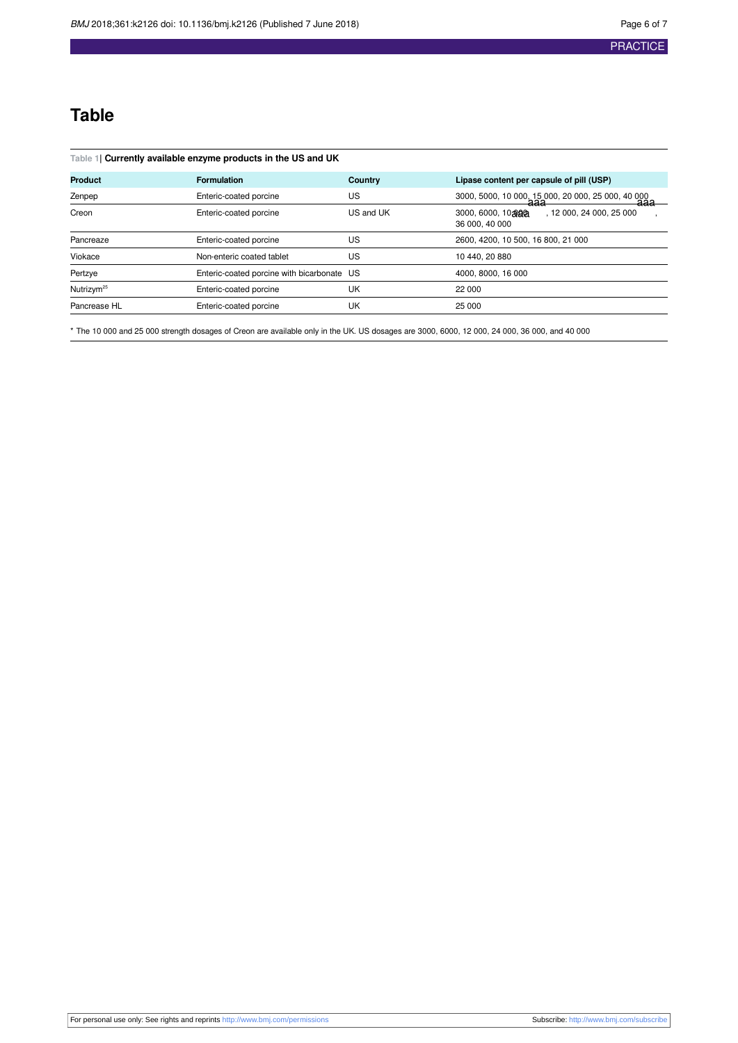# Table

**Table 1| Currently available enzyme products in the US and UK**

| Product | Formulation | Country | Lipase content per capsule of pill (USP) |
|---|---|---|---|
| Zenpep | Enteric-coated porcine | US | 3000, 5000, 10 000, 15 000, 20 000, 25 000, 40 000 |
| Creon | Enteric-coated porcine | US and UK | 3000, 6000, 10 000*, 12 000, 24 000, 25 000*, 36 000, 40 000 |
| Pancreaze | Enteric-coated porcine | US | 2600, 4200, 10 500, 16 800, 21 000 |
| Viokace | Non-enteric coated tablet | US | 10 440, 20 880 |
| Pertzye | Enteric-coated porcine with bicarbonate | US | 4000, 8000, 16 000 |
| Nutrizym[25] | Enteric-coated porcine | UK | 22 000 |
| Pancrease HL | Enteric-coated porcine | UK | 25 000 |

* The 10 000 and 25 000 strength dosages of Creon are available only in the UK. US dosages are 3000, 6000, 12 000, 24 000, 36 000, and 40 000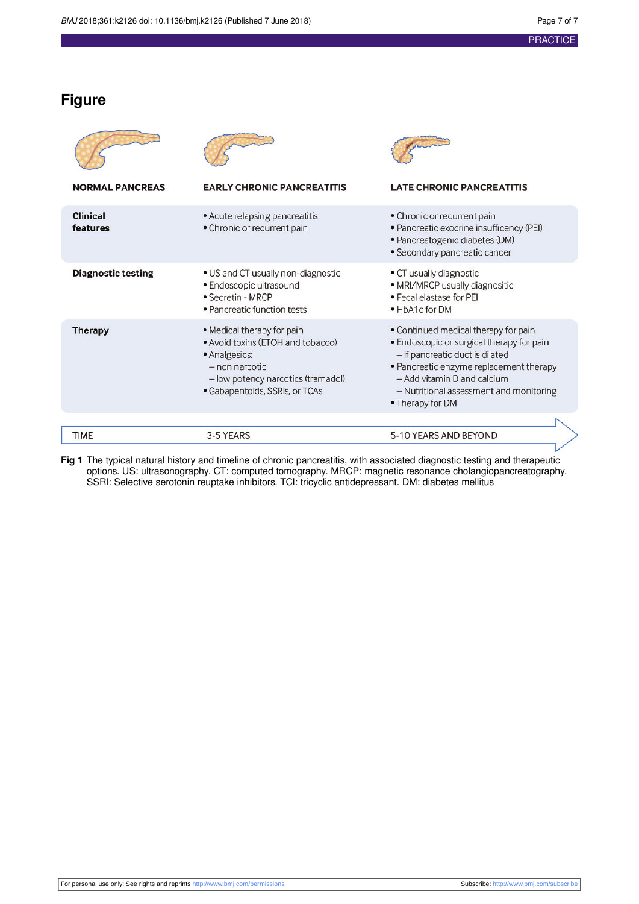# Figure

| | NORMAL PANCREAS | EARLY CHRONIC PANCREATITIS | LATE CHRONIC PANCREATITIS |
|---|---|---|---|
| **Clinical features** | | • Acute relapsing pancreatitis<br>• Chronic or recurrent pain | • Chronic or recurrent pain<br>• Pancreatic exocrine insufficency (PEI)<br>• Pancreatogenic diabetes (DM)<br>• Secondary pancreatic cancer |
| **Diagnostic testing** | | • US and CT usually non-diagnostic<br>• Endoscopic ultrasound<br>• Secretin - MRCP<br>• Pancreatic function tests | • CT usually diagnostic<br>• MRI/MRCP usually diagnositic<br>• Fecal elastase for PEI<br>• HbA1c for DM |
| **Therapy** | | • Medical therapy for pain<br>• Avoid toxins (ETOH and tobacco)<br>• Analgesics:<br>– non narcotic<br>– low potency narcotics (tramadol)<br>• Gabapentoids, SSRIs, or TCAs | • Continued medical therapy for pain<br>• Endoscopic or surgical therapy for pain<br>– if pancreatic duct is dilated<br>• Pancreatic enzyme replacement therapy<br>– Add vitamin D and calcium<br>– Nutritional assessment and monitoring<br>• Therapy for DM |
| TIME | | 3-5 YEARS | 5-10 YEARS AND BEYOND |

**Fig 1** The typical natural history and timeline of chronic pancreatitis, with associated diagnostic testing and therapeutic options. US: ultrasonography. CT: computed tomography. MRCP: magnetic resonance cholangiopancreatography. SSRI: Selective serotonin reuptake inhibitors. TCI: tricyclic antidepressant. DM: diabetes mellitus